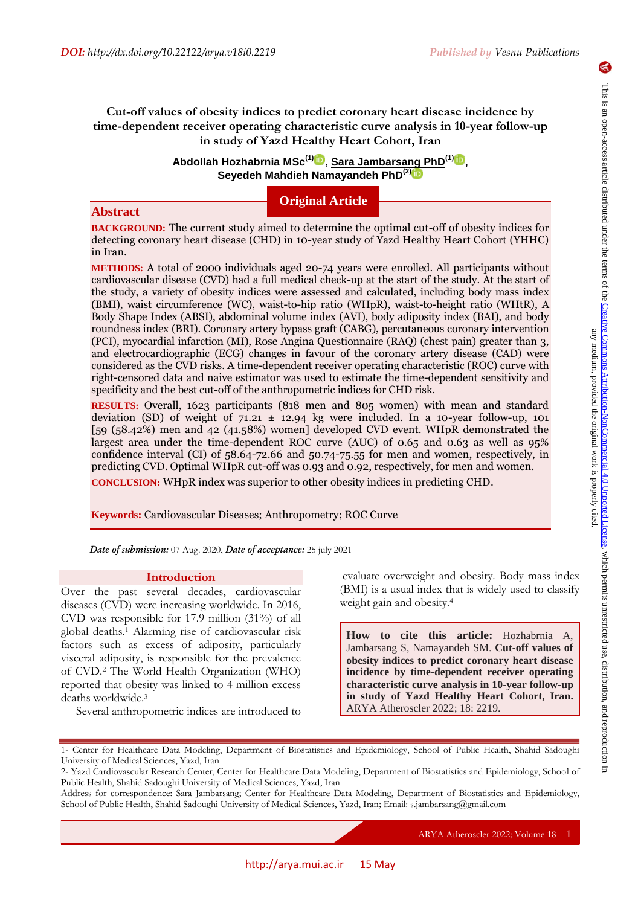DOI: http://dx.doi.org/10.22122/arya.v18i0.2219

# Cut-off values of obesity indices to predict coronary heart disease incidence by time-dependent receiver operating characteristic curve analysis in 10-year follow-up in study of Yazd Healthy Heart Cohort, Iran

**Abdollah Hozhabrnia MSc[1], Sara Jambarsang PhD[1], Seyedeh Mahdieh Namayandeh PhD[2]**

**Original Article**

## Abstract

**BACKGROUND:** The current study aimed to determine the optimal cut-off of obesity indices for detecting coronary heart disease (CHD) in 10-year study of Yazd Healthy Heart Cohort (YHHC) in Iran.

**METHODS:** A total of 2000 individuals aged 20-74 years were enrolled. All participants without cardiovascular disease (CVD) had a full medical check-up at the start of the study. At the start of the study, a variety of obesity indices were assessed and calculated, including body mass index (BMI), waist circumference (WC), waist-to-hip ratio (WHpR), waist-to-height ratio (WHtR), A Body Shape Index (ABSI), abdominal volume index (AVI), body adiposity index (BAI), and body roundness index (BRI). Coronary artery bypass graft (CABG), percutaneous coronary intervention (PCI), myocardial infarction (MI), Rose Angina Questionnaire (RAQ) (chest pain) greater than 3, and electrocardiographic (ECG) changes in favour of the coronary artery disease (CAD) were considered as the CVD risks. A time-dependent receiver operating characteristic (ROC) curve with right-censored data and naive estimator was used to estimate the time-dependent sensitivity and specificity and the best cut-off of the anthropometric indices for CHD risk.

**RESULTS:** Overall, 1623 participants (818 men and 805 women) with mean and standard deviation (SD) of weight of 71.21 ± 12.94 kg were included. In a 10-year follow-up, 101 [59 (58.42%) men and 42 (41.58%) women] developed CVD event. WHpR demonstrated the largest area under the time-dependent ROC curve (AUC) of 0.65 and 0.63 as well as 95% confidence interval (CI) of 58.64-72.66 and 50.74-75.55 for men and women, respectively, in predicting CVD. Optimal WHpR cut-off was 0.93 and 0.92, respectively, for men and women.

**CONCLUSION:** WHpR index was superior to other obesity indices in predicting CHD.

**Keywords:** Cardiovascular Diseases; Anthropometry; ROC Curve

*Date of submission:* 07 Aug. 2020, *Date of acceptance:* 25 july 2021

## Introduction

Over the past several decades, cardiovascular diseases (CVD) were increasing worldwide. In 2016, CVD was responsible for 17.9 million (31%) of all global deaths.[1] Alarming rise of cardiovascular risk factors such as excess of adiposity, particularly visceral adiposity, is responsible for the prevalence of CVD.[2] The World Health Organization (WHO) reported that obesity was linked to 4 million excess deaths worldwide.[3]

Several anthropometric indices are introduced to evaluate overweight and obesity. Body mass index (BMI) is a usual index that is widely used to classify weight gain and obesity.[4]

**How to cite this article:** Hozhabrnia A, Jambarsang S, Namayandeh SM. **Cut-off values of obesity indices to predict coronary heart disease incidence by time-dependent receiver operating characteristic curve analysis in 10-year follow-up in study of Yazd Healthy Heart Cohort, Iran.** ARYA Atheroscler 2022; 18: 2219.

This is an open-access article distributed under the terms of the Creative Commons Attribution-NonCommercial 4.0 Unported License, which permits unrestricted use, distribution, and reproduction in any medium, provided the original work is properly cited.

1- Center for Healthcare Data Modeling, Department of Biostatistics and Epidemiology, School of Public Health, Shahid Sadoughi University of Medical Sciences, Yazd, Iran

2- Yazd Cardiovascular Research Center, Center for Healthcare Data Modeling, Department of Biostatistics and Epidemiology, School of Public Health, Shahid Sadoughi University of Medical Sciences, Yazd, Iran

Address for correspondence: Sara Jambarsang; Center for Healthcare Data Modeling, Department of Biostatistics and Epidemiology, School of Public Health, Shahid Sadoughi University of Medical Sciences, Yazd, Iran; Email: s.jambarsang@gmail.com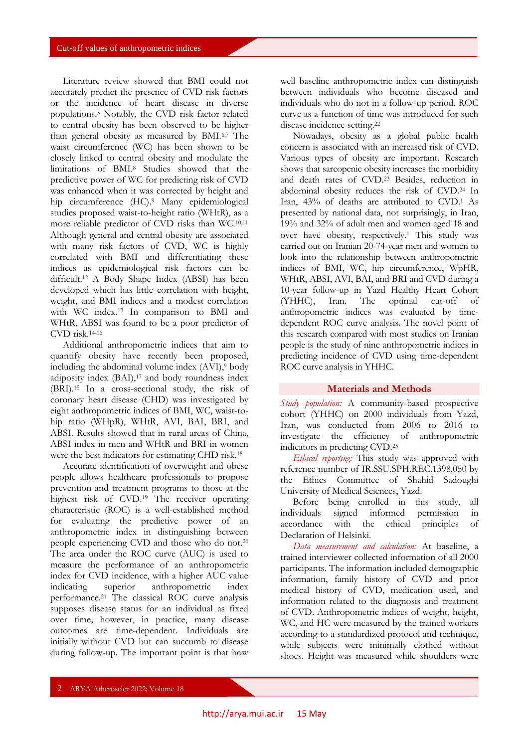Literature review showed that BMI could not accurately predict the presence of CVD risk factors or the incidence of heart disease in diverse populations.[5] Notably, the CVD risk factor related to central obesity has been observed to be higher than general obesity as measured by BMI.[6,7] The waist circumference (WC) has been shown to be closely linked to central obesity and modulate the limitations of BMI.[8] Studies showed that the predictive power of WC for predicting risk of CVD was enhanced when it was corrected by height and hip circumference (HC).[9] Many epidemiological studies proposed waist-to-height ratio (WHtR), as a more reliable predictor of CVD risks than WC.[10,11] Although general and central obesity are associated with many risk factors of CVD, WC is highly correlated with BMI and differentiating these indices as epidemiological risk factors can be difficult.[12] A Body Shape Index (ABSI) has been developed which has little correlation with height, weight, and BMI indices and a modest correlation with WC index.[13] In comparison to BMI and WHtR, ABSI was found to be a poor predictor of CVD risk.[14-16]

Additional anthropometric indices that aim to quantify obesity have recently been proposed, including the abdominal volume index (AVI),[9] body adiposity index (BAI),[17] and body roundness index (BRI).[15] In a cross-sectional study, the risk of coronary heart disease (CHD) was investigated by eight anthropometric indices of BMI, WC, waist-to-hip ratio (WHpR), WHtR, AVI, BAI, BRI, and ABSI. Results showed that in rural areas of China, ABSI index in men and WHtR and BRI in women were the best indicators for estimating CHD risk.[18]

Accurate identification of overweight and obese people allows healthcare professionals to propose prevention and treatment programs to those at the highest risk of CVD.[19] The receiver operating characteristic (ROC) is a well-established method for evaluating the predictive power of an anthropometric index in distinguishing between people experiencing CVD and those who do not.[20] The area under the ROC curve (AUC) is used to measure the performance of an anthropometric index for CVD incidence, with a higher AUC value indicating superior anthropometric index performance.[21] The classical ROC curve analysis supposes disease status for an individual as fixed over time; however, in practice, many disease outcomes are time-dependent. Individuals are initially without CVD but can succumb to disease during follow-up. The important point is that how well baseline anthropometric index can distinguish between individuals who become diseased and individuals who do not in a follow-up period. ROC curve as a function of time was introduced for such disease incidence setting.[22]

Nowadays, obesity as a global public health concern is associated with an increased risk of CVD. Various types of obesity are important. Research shows that sarcopenic obesity increases the morbidity and death rates of CVD.[23] Besides, reduction in abdominal obesity reduces the risk of CVD.[24] In Iran, 43% of deaths are attributed to CVD.[1] As presented by national data, not surprisingly, in Iran, 19% and 32% of adult men and women aged 18 and over have obesity, respectively.[1] This study was carried out on Iranian 20-74-year men and women to look into the relationship between anthropometric indices of BMI, WC, hip circumference, WpHR, WHtR, ABSI, AVI, BAI, and BRI and CVD during a 10-year follow-up in Yazd Healthy Heart Cohort (YHHC), Iran. The optimal cut-off of anthropometric indices was evaluated by time-dependent ROC curve analysis. The novel point of this research compared with most studies on Iranian people is the study of nine anthropometric indices in predicting incidence of CVD using time-dependent ROC curve analysis in YHHC.

## Materials and Methods

*Study population:* A community-based prospective cohort (YHHC) on 2000 individuals from Yazd, Iran, was conducted from 2006 to 2016 to investigate the efficiency of anthropometric indicators in predicting CVD.[25]

*Ethical reporting:* This study was approved with reference number of IR.SSU.SPH.REC.1398.050 by the Ethics Committee of Shahid Sadoughi University of Medical Sciences, Yazd.

Before being enrolled in this study, all individuals signed informed permission in accordance with the ethical principles of Declaration of Helsinki.

*Data measurement and calculation:* At baseline, a trained interviewer collected information of all 2000 participants. The information included demographic information, family history of CVD and prior medical history of CVD, medication used, and information related to the diagnosis and treatment of CVD. Anthropometric indices of weight, height, WC, and HC were measured by the trained workers according to a standardized protocol and technique, while subjects were minimally clothed without shoes. Height was measured while shoulders were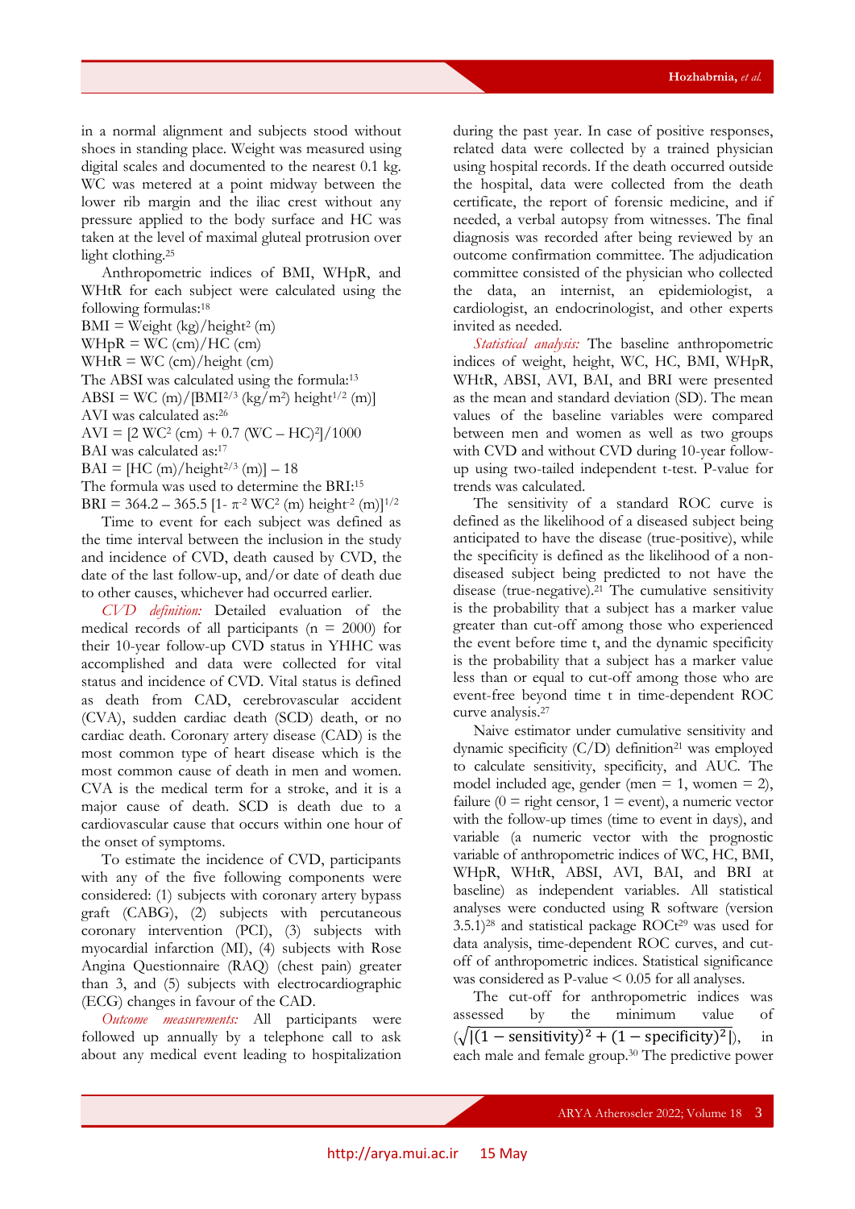in a normal alignment and subjects stood without shoes in standing place. Weight was measured using digital scales and documented to the nearest 0.1 kg. WC was metered at a point midway between the lower rib margin and the iliac crest without any pressure applied to the body surface and HC was taken at the level of maximal gluteal protrusion over light clothing.[25]

Anthropometric indices of BMI, WHpR, and WHtR for each subject were calculated using the following formulas:[18]

BMI = Weight (kg)/height$^2$ (m)

WHpR = WC (cm)/HC (cm)

WHtR = WC (cm)/height (cm)

The ABSI was calculated using the formula:[13]

ABSI = WC (m)/[BMI$^{2/3}$ (kg/m$^2$) height$^{1/2}$ (m)]

AVI was calculated as:[26]

AVI = [2 WC$^2$ (cm) + 0.7 (WC – HC)$^2$]/1000

BAI was calculated as:[17]

BAI = [HC (m)/height$^{2/3}$ (m)] – 18

The formula was used to determine the BRI:[15]

BRI = 364.2 – 365.5 [1- $\pi^{-2}$ WC$^2$ (m) height$^{-2}$ (m)]$^{1/2}$

Time to event for each subject was defined as the time interval between the inclusion in the study and incidence of CVD, death caused by CVD, the date of the last follow-up, and/or date of death due to other causes, whichever had occurred earlier.

*CVD definition:* Detailed evaluation of the medical records of all participants (n = 2000) for their 10-year follow-up CVD status in YHHC was accomplished and data were collected for vital status and incidence of CVD. Vital status is defined as death from CAD, cerebrovascular accident (CVA), sudden cardiac death (SCD) death, or no cardiac death. Coronary artery disease (CAD) is the most common type of heart disease which is the most common cause of death in men and women. CVA is the medical term for a stroke, and it is a major cause of death. SCD is death due to a cardiovascular cause that occurs within one hour of the onset of symptoms.

To estimate the incidence of CVD, participants with any of the five following components were considered: (1) subjects with coronary artery bypass graft (CABG), (2) subjects with percutaneous coronary intervention (PCI), (3) subjects with myocardial infarction (MI), (4) subjects with Rose Angina Questionnaire (RAQ) (chest pain) greater than 3, and (5) subjects with electrocardiographic (ECG) changes in favour of the CAD.

*Outcome measurements:* All participants were followed up annually by a telephone call to ask about any medical event leading to hospitalization during the past year. In case of positive responses, related data were collected by a trained physician using hospital records. If the death occurred outside the hospital, data were collected from the death certificate, the report of forensic medicine, and if needed, a verbal autopsy from witnesses. The final diagnosis was recorded after being reviewed by an outcome confirmation committee. The adjudication committee consisted of the physician who collected the data, an internist, an epidemiologist, a cardiologist, an endocrinologist, and other experts invited as needed.

*Statistical analysis:* The baseline anthropometric indices of weight, height, WC, HC, BMI, WHpR, WHtR, ABSI, AVI, BAI, and BRI were presented as the mean and standard deviation (SD). The mean values of the baseline variables were compared between men and women as well as two groups with CVD and without CVD during 10-year follow-up using two-tailed independent t-test. P-value for trends was calculated.

The sensitivity of a standard ROC curve is defined as the likelihood of a diseased subject being anticipated to have the disease (true-positive), while the specificity is defined as the likelihood of a non-diseased subject being predicted to not have the disease (true-negative).[21] The cumulative sensitivity is the probability that a subject has a marker value greater than cut-off among those who experienced the event before time t, and the dynamic specificity is the probability that a subject has a marker value less than or equal to cut-off among those who are event-free beyond time t in time-dependent ROC curve analysis.[27]

Naive estimator under cumulative sensitivity and dynamic specificity (C/D) definition[21] was employed to calculate sensitivity, specificity, and AUC. The model included age, gender (men = 1, women = 2), failure (0 = right censor, 1 = event), a numeric vector with the follow-up times (time to event in days), and variable (a numeric vector with the prognostic variable of anthropometric indices of WC, HC, BMI, WHpR, WHtR, ABSI, AVI, BAI, and BRI at baseline) as independent variables. All statistical analyses were conducted using R software (version 3.5.1)[28] and statistical package ROCt[29] was used for data analysis, time-dependent ROC curves, and cut-off of anthropometric indices. Statistical significance was considered as P-value < 0.05 for all analyses.

The cut-off for anthropometric indices was assessed by the minimum value of ($\sqrt{|(1-\text{sensitivity})^2 + (1-\text{specificity})^2|}$), in each male and female group.[30] The predictive power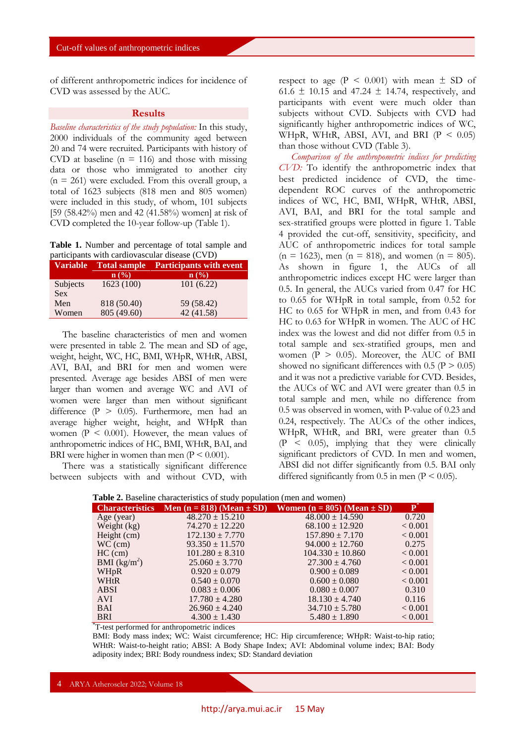of different anthropometric indices for incidence of CVD was assessed by the AUC.

## Results

*Baseline characteristics of the study population:* In this study, 2000 individuals of the community aged between 20 and 74 were recruited. Participants with history of CVD at baseline (n = 116) and those with missing data or those who immigrated to another city (n = 261) were excluded. From this overall group, a total of 1623 subjects (818 men and 805 women) were included in this study, of whom, 101 subjects [59 (58.42%) men and 42 (41.58%) women] at risk of CVD completed the 10-year follow-up (Table 1).

**Table 1.** Number and percentage of total sample and participants with cardiovascular disease (CVD)

| Variable | Total sample | Participants with event |
|---|---|---|
| | n (%) | n (%) |
| Subjects | 1623 (100) | 101 (6.22) |
| Sex | | |
| Men | 818 (50.40) | 59 (58.42) |
| Women | 805 (49.60) | 42 (41.58) |

The baseline characteristics of men and women were presented in table 2. The mean and SD of age, weight, height, WC, HC, BMI, WHpR, WHtR, ABSI, AVI, BAI, and BRI for men and women were presented. Average age besides ABSI of men were larger than women and average WC and AVI of women were larger than men without significant difference (P > 0.05). Furthermore, men had an average higher weight, height, and WHpR than women (P < 0.001). However, the mean values of anthropometric indices of HC, BMI, WHtR, BAI, and BRI were higher in women than men (P < 0.001).

There was a statistically significant difference between subjects with and without CVD, with respect to age (P < 0.001) with mean ± SD of 61.6 ± 10.15 and 47.24 ± 14.74, respectively, and participants with event were much older than subjects without CVD. Subjects with CVD had significantly higher anthropometric indices of WC, WHpR, WHtR, ABSI, AVI, and BRI (P < 0.05) than those without CVD (Table 3).

*Comparison of the anthropometric indices for predicting CVD:* To identify the anthropometric index that best predicted incidence of CVD, the time-dependent ROC curves of the anthropometric indices of WC, HC, BMI, WHpR, WHtR, ABSI, AVI, BAI, and BRI for the total sample and sex-stratified groups were plotted in figure 1. Table 4 provided the cut-off, sensitivity, specificity, and AUC of anthropometric indices for total sample (n = 1623), men (n = 818), and women (n = 805). As shown in figure 1, the AUCs of all anthropometric indices except HC were larger than 0.5. In general, the AUCs varied from 0.47 for HC to 0.65 for WHpR in total sample, from 0.52 for HC to 0.65 for WHpR in men, and from 0.43 for HC to 0.63 for WHpR in women. The AUC of HC index was the lowest and did not differ from 0.5 in total sample and sex-stratified groups, men and women (P > 0.05). Moreover, the AUC of BMI showed no significant differences with 0.5 (P > 0.05) and it was not a predictive variable for CVD. Besides, the AUCs of WC and AVI were greater than 0.5 in total sample and men, while no difference from 0.5 was observed in women, with P-value of 0.23 and 0.24, respectively. The AUCs of the other indices, WHpR, WHtR, and BRI, were greater than 0.5 (P < 0.05), implying that they were clinically significant predictors of CVD. In men and women, ABSI did not differ significantly from 0.5. BAI only differed significantly from 0.5 in men (P < 0.05).

**Table 2.** Baseline characteristics of study population (men and women)

| Characteristics | Men (n = 818) (Mean ± SD) | Women (n = 805) (Mean ± SD) | P* |
|---|---|---|---|
| Age (year) | 48.270 ± 15.210 | 48.000 ± 14.590 | 0.720 |
| Weight (kg) | 74.270 ± 12.220 | 68.100 ± 12.920 | < 0.001 |
| Height (cm) | 172.130 ± 7.770 | 157.890 ± 7.170 | < 0.001 |
| WC (cm) | 93.350 ± 11.570 | 94.000 ± 12.760 | 0.275 |
| HC (cm) | 101.280 ± 8.310 | 104.330 ± 10.860 | < 0.001 |
| BMI (kg/m$^2$) | 25.060 ± 3.770 | 27.300 ± 4.760 | < 0.001 |
| WHpR | 0.920 ± 0.079 | 0.900 ± 0.089 | < 0.001 |
| WHtR | 0.540 ± 0.070 | 0.600 ± 0.080 | < 0.001 |
| ABSI | 0.083 ± 0.006 | 0.080 ± 0.007 | 0.310 |
| AVI | 17.780 ± 4.280 | 18.130 ± 4.740 | 0.116 |
| BAI | 26.960 ± 4.240 | 34.710 ± 5.780 | < 0.001 |
| BRI | 4.300 ± 1.430 | 5.480 ± 1.890 | < 0.001 |

*T-test performed for anthropometric indices

BMI: Body mass index; WC: Waist circumference; HC: Hip circumference; WHpR: Waist-to-hip ratio; WHtR: Waist-to-height ratio; ABSI: A Body Shape Index; AVI: Abdominal volume index; BAI: Body adiposity index; BRI: Body roundness index; SD: Standard deviation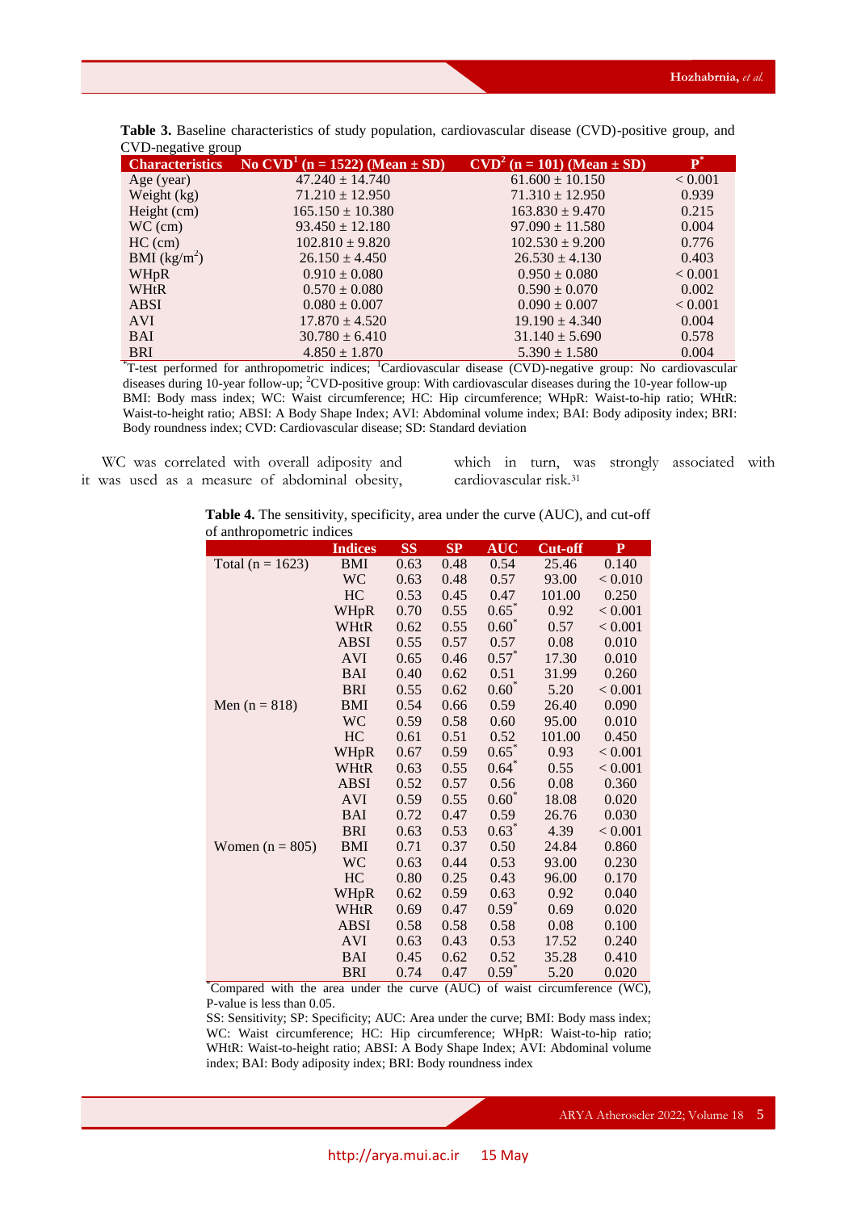**Table 3.** Baseline characteristics of study population, cardiovascular disease (CVD)-positive group, and CVD-negative group

| Characteristics | No CVD[1] (n = 1522) (Mean ± SD) | CVD[2] (n = 101) (Mean ± SD) | P* |
|---|---|---|---|
| Age (year) | 47.240 ± 14.740 | 61.600 ± 10.150 | < 0.001 |
| Weight (kg) | 71.210 ± 12.950 | 71.310 ± 12.950 | 0.939 |
| Height (cm) | 165.150 ± 10.380 | 163.830 ± 9.470 | 0.215 |
| WC (cm) | 93.450 ± 12.180 | 97.090 ± 11.580 | 0.004 |
| HC (cm) | 102.810 ± 9.820 | 102.530 ± 9.200 | 0.776 |
| BMI (kg/m$^2$) | 26.150 ± 4.450 | 26.530 ± 4.130 | 0.403 |
| WHpR | 0.910 ± 0.080 | 0.950 ± 0.080 | < 0.001 |
| WHtR | 0.570 ± 0.080 | 0.590 ± 0.070 | 0.002 |
| ABSI | 0.080 ± 0.007 | 0.090 ± 0.007 | < 0.001 |
| AVI | 17.870 ± 4.520 | 19.190 ± 4.340 | 0.004 |
| BAI | 30.780 ± 6.410 | 31.140 ± 5.690 | 0.578 |
| BRI | 4.850 ± 1.870 | 5.390 ± 1.580 | 0.004 |

*T-test performed for anthropometric indices; [1]Cardiovascular disease (CVD)-negative group: No cardiovascular diseases during 10-year follow-up; [2]CVD-positive group: With cardiovascular diseases during the 10-year follow-up
BMI: Body mass index; WC: Waist circumference; HC: Hip circumference; WHpR: Waist-to-hip ratio; WHtR: Waist-to-height ratio; ABSI: A Body Shape Index; AVI: Abdominal volume index; BAI: Body adiposity index; BRI: Body roundness index; CVD: Cardiovascular disease; SD: Standard deviation

WC was correlated with overall adiposity and it was used as a measure of abdominal obesity, which in turn, was strongly associated with cardiovascular risk.[31]

**Table 4.** The sensitivity, specificity, area under the curve (AUC), and cut-off of anthropometric indices

| | Indices | SS | SP | AUC | Cut-off | P |
|---|---|---|---|---|---|---|
| Total (n = 1623) | BMI | 0.63 | 0.48 | 0.54 | 25.46 | 0.140 |
| | WC | 0.63 | 0.48 | 0.57 | 93.00 | < 0.010 |
| | HC | 0.53 | 0.45 | 0.47 | 101.00 | 0.250 |
| | WHpR | 0.70 | 0.55 | 0.65* | 0.92 | < 0.001 |
| | WHtR | 0.62 | 0.55 | 0.60* | 0.57 | < 0.001 |
| | ABSI | 0.55 | 0.57 | 0.57 | 0.08 | 0.010 |
| | AVI | 0.65 | 0.46 | 0.57* | 17.30 | 0.010 |
| | BAI | 0.40 | 0.62 | 0.51 | 31.99 | 0.260 |
| | BRI | 0.55 | 0.62 | 0.60* | 5.20 | < 0.001 |
| Men (n = 818) | BMI | 0.54 | 0.66 | 0.59 | 26.40 | 0.090 |
| | WC | 0.59 | 0.58 | 0.60 | 95.00 | 0.010 |
| | HC | 0.61 | 0.51 | 0.52 | 101.00 | 0.450 |
| | WHpR | 0.67 | 0.59 | 0.65* | 0.93 | < 0.001 |
| | WHtR | 0.63 | 0.55 | 0.64* | 0.55 | < 0.001 |
| | ABSI | 0.52 | 0.57 | 0.56 | 0.08 | 0.360 |
| | AVI | 0.59 | 0.55 | 0.60* | 18.08 | 0.020 |
| | BAI | 0.72 | 0.47 | 0.59 | 26.76 | 0.030 |
| | BRI | 0.63 | 0.53 | 0.63* | 4.39 | < 0.001 |
| Women (n = 805) | BMI | 0.71 | 0.37 | 0.50 | 24.84 | 0.860 |
| | WC | 0.63 | 0.44 | 0.53 | 93.00 | 0.230 |
| | HC | 0.80 | 0.25 | 0.43 | 96.00 | 0.170 |
| | WHpR | 0.62 | 0.59 | 0.63 | 0.92 | 0.040 |
| | WHtR | 0.69 | 0.47 | 0.59* | 0.69 | 0.020 |
| | ABSI | 0.58 | 0.58 | 0.58 | 0.08 | 0.100 |
| | AVI | 0.63 | 0.43 | 0.53 | 17.52 | 0.240 |
| | BAI | 0.45 | 0.62 | 0.52 | 35.28 | 0.410 |
| | BRI | 0.74 | 0.47 | 0.59* | 5.20 | 0.020 |

*Compared with the area under the curve (AUC) of waist circumference (WC), P-value is less than 0.05.
SS: Sensitivity; SP: Specificity; AUC: Area under the curve; BMI: Body mass index; WC: Waist circumference; HC: Hip circumference; WHpR: Waist-to-hip ratio; WHtR: Waist-to-height ratio; ABSI: A Body Shape Index; AVI: Abdominal volume index; BAI: Body adiposity index; BRI: Body roundness index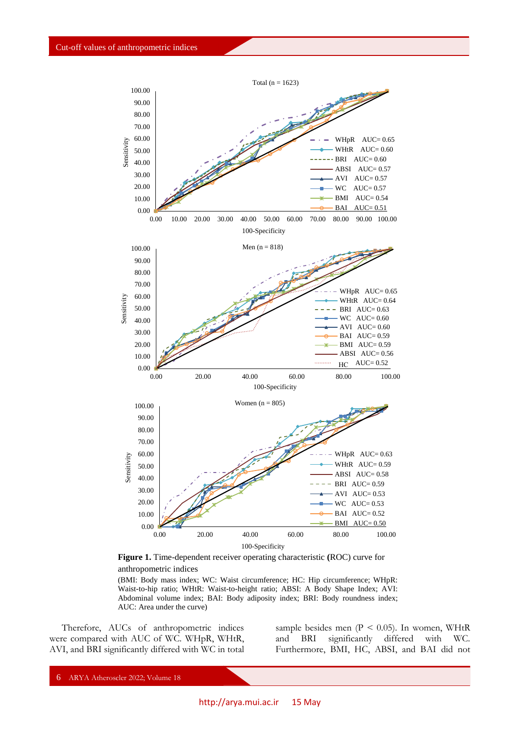**Figure 1.** Time-dependent receiver operating characteristic **(**ROC) curve for anthropometric indices

(BMI: Body mass index; WC: Waist circumference; HC: Hip circumference; WHpR: Waist-to-hip ratio; WHtR: Waist-to-height ratio; ABSI: A Body Shape Index; AVI: Abdominal volume index; BAI: Body adiposity index; BRI: Body roundness index; AUC: Area under the curve)

Therefore, AUCs of anthropometric indices were compared with AUC of WC. WHpR, WHtR, AVI, and BRI significantly differed with WC in total sample besides men ($P < 0.05$). In women, WHtR and BRI significantly differed with WC. Furthermore, BMI, HC, ABSI, and BAI did not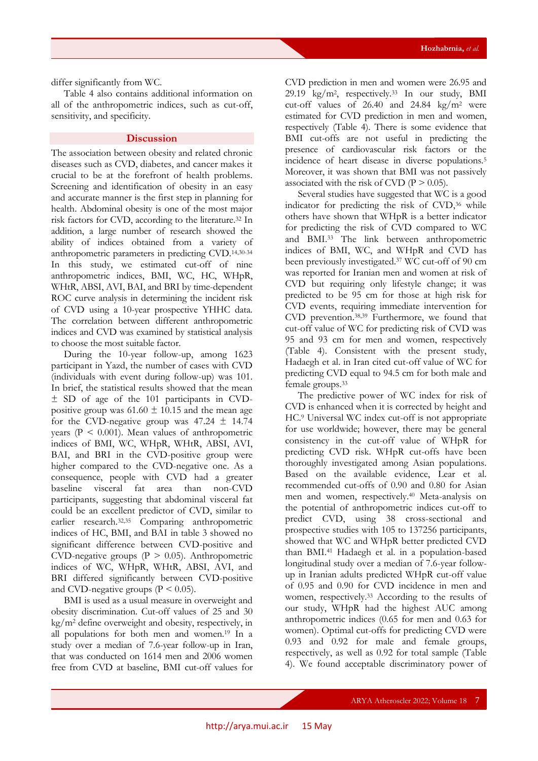differ significantly from WC.

Table 4 also contains additional information on all of the anthropometric indices, such as cut-off, sensitivity, and specificity.

## Discussion

The association between obesity and related chronic diseases such as CVD, diabetes, and cancer makes it crucial to be at the forefront of health problems. Screening and identification of obesity in an easy and accurate manner is the first step in planning for health. Abdominal obesity is one of the most major risk factors for CVD, according to the literature.[32] In addition, a large number of research showed the ability of indices obtained from a variety of anthropometric parameters in predicting CVD.[14,30-34] In this study, we estimated cut-off of nine anthropometric indices, BMI, WC, HC, WHpR, WHtR, ABSI, AVI, BAI, and BRI by time-dependent ROC curve analysis in determining the incident risk of CVD using a 10-year prospective YHHC data. The correlation between different anthropometric indices and CVD was examined by statistical analysis to choose the most suitable factor.

During the 10-year follow-up, among 1623 participant in Yazd, the number of cases with CVD (individuals with event during follow-up) was 101. In brief, the statistical results showed that the mean ± SD of age of the 101 participants in CVD-positive group was 61.60 ± 10.15 and the mean age for the CVD-negative group was 47.24 ± 14.74 years ($P < 0.001$). Mean values of anthropometric indices of BMI, WC, WHpR, WHtR, ABSI, AVI, BAI, and BRI in the CVD-positive group were higher compared to the CVD-negative one. As a consequence, people with CVD had a greater baseline visceral fat area than non-CVD participants, suggesting that abdominal visceral fat could be an excellent predictor of CVD, similar to earlier research.[32,35] Comparing anthropometric indices of HC, BMI, and BAI in table 3 showed no significant difference between CVD-positive and CVD-negative groups ($P > 0.05$). Anthropometric indices of WC, WHpR, WHtR, ABSI, AVI, and BRI differed significantly between CVD-positive and CVD-negative groups ($P < 0.05$).

BMI is used as a usual measure in overweight and obesity discrimination. Cut-off values of 25 and 30 kg/m$^2$ define overweight and obesity, respectively, in all populations for both men and women.[19] In a study over a median of 7.6-year follow-up in Iran, that was conducted on 1614 men and 2006 women free from CVD at baseline, BMI cut-off values for CVD prediction in men and women were 26.95 and 29.19 kg/m$^2$, respectively.[33] In our study, BMI cut-off values of 26.40 and 24.84 kg/m$^2$ were estimated for CVD prediction in men and women, respectively (Table 4). There is some evidence that BMI cut-offs are not useful in predicting the presence of cardiovascular risk factors or the incidence of heart disease in diverse populations.[5] Moreover, it was shown that BMI was not passively associated with the risk of CVD ($P > 0.05$).

Several studies have suggested that WC is a good indicator for predicting the risk of CVD,[36] while others have shown that WHpR is a better indicator for predicting the risk of CVD compared to WC and BMI.[33] The link between anthropometric indices of BMI, WC, and WHpR and CVD has been previously investigated.[37] WC cut-off of 90 cm was reported for Iranian men and women at risk of CVD but requiring only lifestyle change; it was predicted to be 95 cm for those at high risk for CVD events, requiring immediate intervention for CVD prevention.[38,39] Furthermore, we found that cut-off value of WC for predicting risk of CVD was 95 and 93 cm for men and women, respectively (Table 4). Consistent with the present study, Hadaegh et al. in Iran cited cut-off value of WC for predicting CVD equal to 94.5 cm for both male and female groups.[33]

The predictive power of WC index for risk of CVD is enhanced when it is corrected by height and HC.[9] Universal WC index cut-off is not appropriate for use worldwide; however, there may be general consistency in the cut-off value of WHpR for predicting CVD risk. WHpR cut-offs have been thoroughly investigated among Asian populations. Based on the available evidence, Lear et al. recommended cut-offs of 0.90 and 0.80 for Asian men and women, respectively.[40] Meta-analysis on the potential of anthropometric indices cut-off to predict CVD, using 38 cross-sectional and prospective studies with 105 to 137256 participants, showed that WC and WHpR better predicted CVD than BMI.[41] Hadaegh et al. in a population-based longitudinal study over a median of 7.6-year follow-up in Iranian adults predicted WHpR cut-off value of 0.95 and 0.90 for CVD incidence in men and women, respectively.[33] According to the results of our study, WHpR had the highest AUC among anthropometric indices (0.65 for men and 0.63 for women). Optimal cut-offs for predicting CVD were 0.93 and 0.92 for male and female groups, respectively, as well as 0.92 for total sample (Table 4). We found acceptable discriminatory power of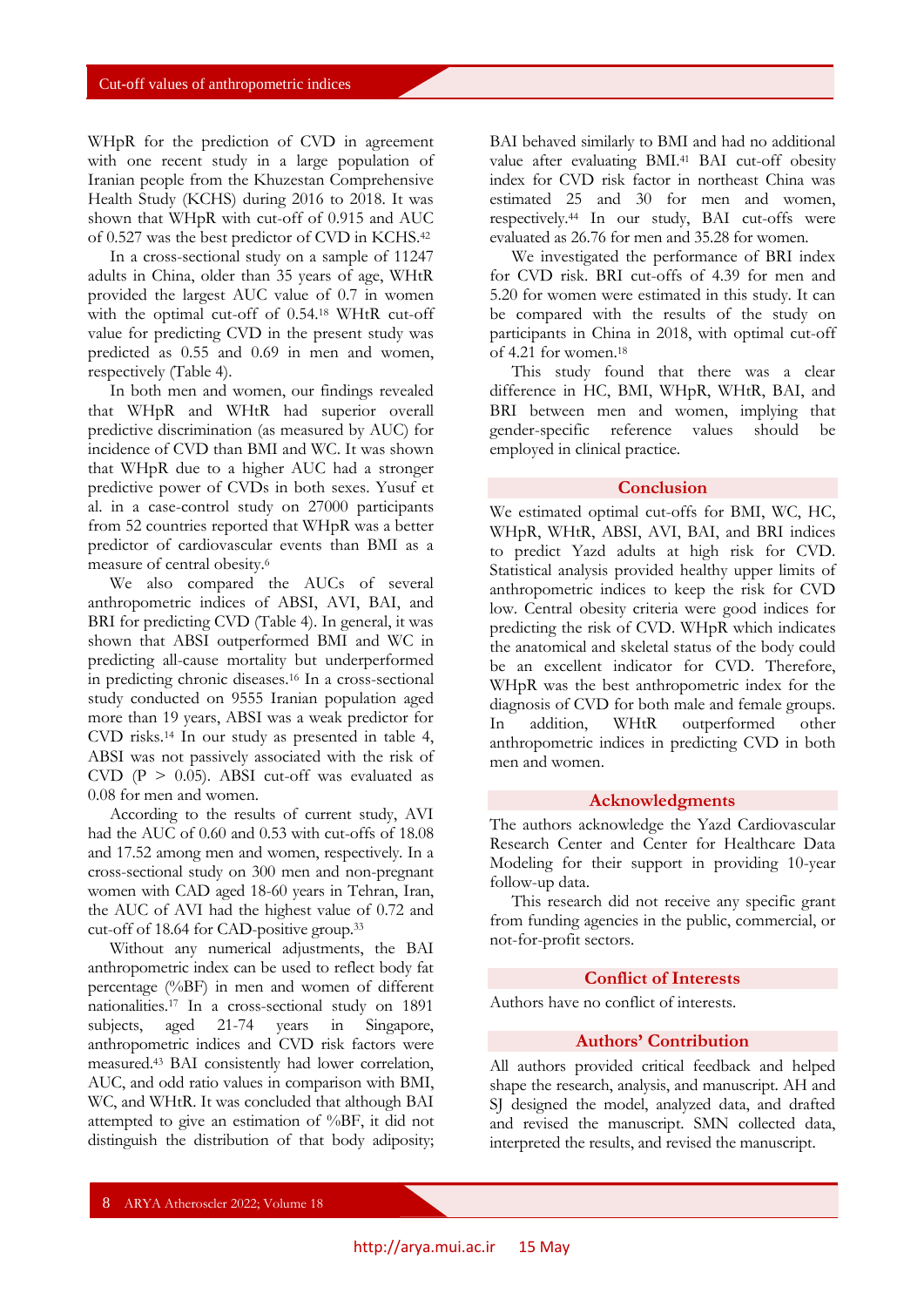WHpR for the prediction of CVD in agreement with one recent study in a large population of Iranian people from the Khuzestan Comprehensive Health Study (KCHS) during 2016 to 2018. It was shown that WHpR with cut-off of 0.915 and AUC of 0.527 was the best predictor of CVD in KCHS.[42]

In a cross-sectional study on a sample of 11247 adults in China, older than 35 years of age, WHtR provided the largest AUC value of 0.7 in women with the optimal cut-off of 0.54.[18] WHtR cut-off value for predicting CVD in the present study was predicted as 0.55 and 0.69 in men and women, respectively (Table 4).

In both men and women, our findings revealed that WHpR and WHtR had superior overall predictive discrimination (as measured by AUC) for incidence of CVD than BMI and WC. It was shown that WHpR due to a higher AUC had a stronger predictive power of CVDs in both sexes. Yusuf et al. in a case-control study on 27000 participants from 52 countries reported that WHpR was a better predictor of cardiovascular events than BMI as a measure of central obesity.[6]

We also compared the AUCs of several anthropometric indices of ABSI, AVI, BAI, and BRI for predicting CVD (Table 4). In general, it was shown that ABSI outperformed BMI and WC in predicting all-cause mortality but underperformed in predicting chronic diseases.[16] In a cross-sectional study conducted on 9555 Iranian population aged more than 19 years, ABSI was a weak predictor for CVD risks.[14] In our study as presented in table 4, ABSI was not passively associated with the risk of CVD ($P > 0.05$). ABSI cut-off was evaluated as 0.08 for men and women.

According to the results of current study, AVI had the AUC of 0.60 and 0.53 with cut-offs of 18.08 and 17.52 among men and women, respectively. In a cross-sectional study on 300 men and non-pregnant women with CAD aged 18-60 years in Tehran, Iran, the AUC of AVI had the highest value of 0.72 and cut-off of 18.64 for CAD-positive group.[33]

Without any numerical adjustments, the BAI anthropometric index can be used to reflect body fat percentage (%BF) in men and women of different nationalities.[17] In a cross-sectional study on 1891 subjects, aged 21-74 years in Singapore, anthropometric indices and CVD risk factors were measured.[43] BAI consistently had lower correlation, AUC, and odd ratio values in comparison with BMI, WC, and WHtR. It was concluded that although BAI attempted to give an estimation of %BF, it did not distinguish the distribution of that body adiposity; BAI behaved similarly to BMI and had no additional value after evaluating BMI.[41] BAI cut-off obesity index for CVD risk factor in northeast China was estimated 25 and 30 for men and women, respectively.[44] In our study, BAI cut-offs were evaluated as 26.76 for men and 35.28 for women.

We investigated the performance of BRI index for CVD risk. BRI cut-offs of 4.39 for men and 5.20 for women were estimated in this study. It can be compared with the results of the study on participants in China in 2018, with optimal cut-off of 4.21 for women.[18]

This study found that there was a clear difference in HC, BMI, WHpR, WHtR, BAI, and BRI between men and women, implying that gender-specific reference values should be employed in clinical practice.

## Conclusion

We estimated optimal cut-offs for BMI, WC, HC, WHpR, WHtR, ABSI, AVI, BAI, and BRI indices to predict Yazd adults at high risk for CVD. Statistical analysis provided healthy upper limits of anthropometric indices to keep the risk for CVD low. Central obesity criteria were good indices for predicting the risk of CVD. WHpR which indicates the anatomical and skeletal status of the body could be an excellent indicator for CVD. Therefore, WHpR was the best anthropometric index for the diagnosis of CVD for both male and female groups. In addition, WHtR outperformed other anthropometric indices in predicting CVD in both men and women.

## Acknowledgments

The authors acknowledge the Yazd Cardiovascular Research Center and Center for Healthcare Data Modeling for their support in providing 10-year follow-up data.

This research did not receive any specific grant from funding agencies in the public, commercial, or not-for-profit sectors.

## Conflict of Interests

Authors have no conflict of interests.

## Authors' Contribution

All authors provided critical feedback and helped shape the research, analysis, and manuscript. AH and SJ designed the model, analyzed data, and drafted and revised the manuscript. SMN collected data, interpreted the results, and revised the manuscript.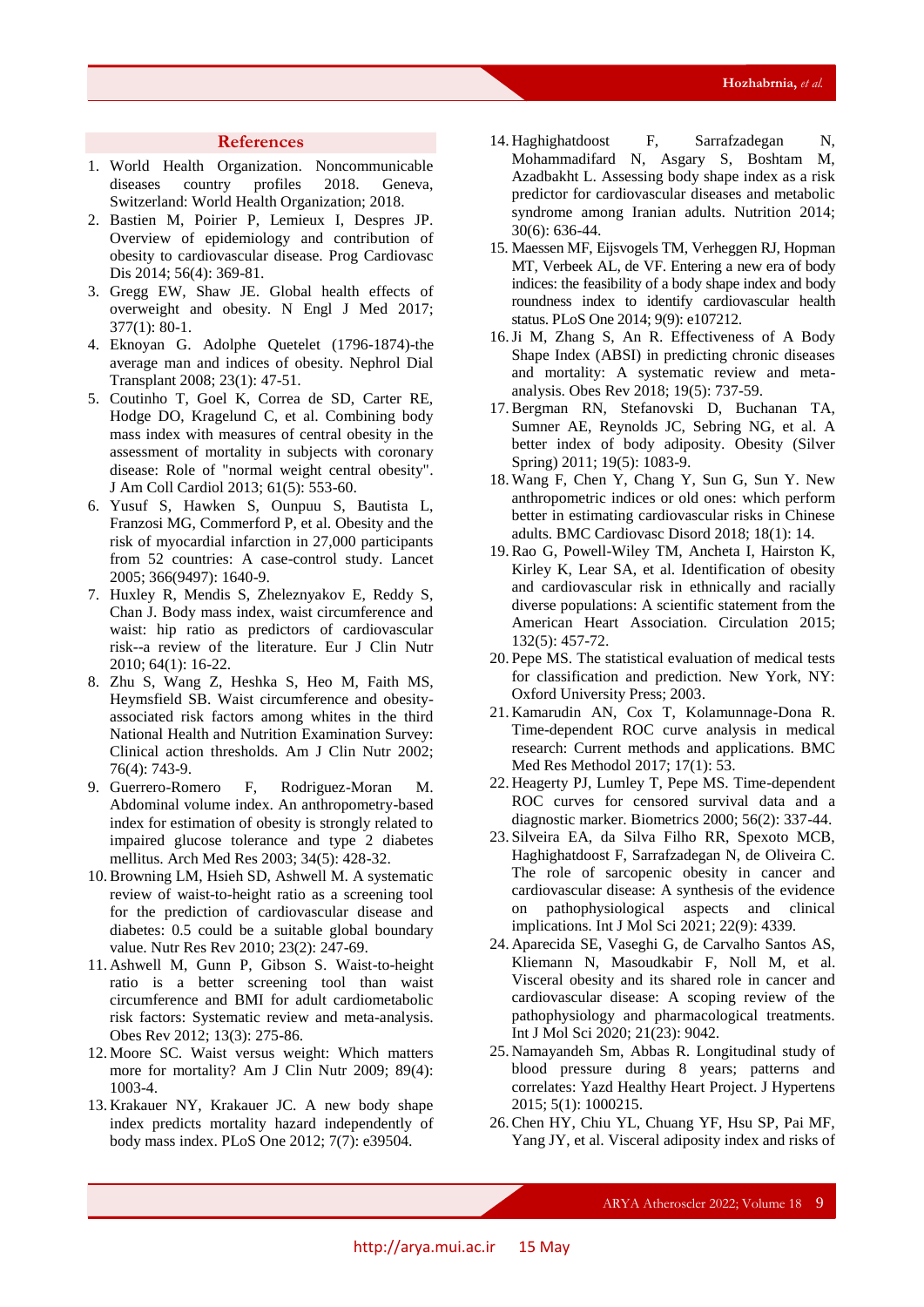## References

1. World Health Organization. Noncommunicable diseases country profiles 2018. Geneva, Switzerland: World Health Organization; 2018.
2. Bastien M, Poirier P, Lemieux I, Despres JP. Overview of epidemiology and contribution of obesity to cardiovascular disease. Prog Cardiovasc Dis 2014; 56(4): 369-81.
3. Gregg EW, Shaw JE. Global health effects of overweight and obesity. N Engl J Med 2017; 377(1): 80-1.
4. Eknoyan G. Adolphe Quetelet (1796-1874)-the average man and indices of obesity. Nephrol Dial Transplant 2008; 23(1): 47-51.
5. Coutinho T, Goel K, Correa de SD, Carter RE, Hodge DO, Kragelund C, et al. Combining body mass index with measures of central obesity in the assessment of mortality in subjects with coronary disease: Role of "normal weight central obesity". J Am Coll Cardiol 2013; 61(5): 553-60.
6. Yusuf S, Hawken S, Ounpuu S, Bautista L, Franzosi MG, Commerford P, et al. Obesity and the risk of myocardial infarction in 27,000 participants from 52 countries: A case-control study. Lancet 2005; 366(9497): 1640-9.
7. Huxley R, Mendis S, Zheleznyakov E, Reddy S, Chan J. Body mass index, waist circumference and waist: hip ratio as predictors of cardiovascular risk--a review of the literature. Eur J Clin Nutr 2010; 64(1): 16-22.
8. Zhu S, Wang Z, Heshka S, Heo M, Faith MS, Heymsfield SB. Waist circumference and obesity-associated risk factors among whites in the third National Health and Nutrition Examination Survey: Clinical action thresholds. Am J Clin Nutr 2002; 76(4): 743-9.
9. Guerrero-Romero F, Rodriguez-Moran M. Abdominal volume index. An anthropometry-based index for estimation of obesity is strongly related to impaired glucose tolerance and type 2 diabetes mellitus. Arch Med Res 2003; 34(5): 428-32.
10. Browning LM, Hsieh SD, Ashwell M. A systematic review of waist-to-height ratio as a screening tool for the prediction of cardiovascular disease and diabetes: 0.5 could be a suitable global boundary value. Nutr Res Rev 2010; 23(2): 247-69.
11. Ashwell M, Gunn P, Gibson S. Waist-to-height ratio is a better screening tool than waist circumference and BMI for adult cardiometabolic risk factors: Systematic review and meta-analysis. Obes Rev 2012; 13(3): 275-86.
12. Moore SC. Waist versus weight: Which matters more for mortality? Am J Clin Nutr 2009; 89(4): 1003-4.
13. Krakauer NY, Krakauer JC. A new body shape index predicts mortality hazard independently of body mass index. PLoS One 2012; 7(7): e39504.
14. Haghighatdoost F, Sarrafzadegan N, Mohammadifard N, Asgary S, Boshtam M, Azadbakht L. Assessing body shape index as a risk predictor for cardiovascular diseases and metabolic syndrome among Iranian adults. Nutrition 2014; 30(6): 636-44.
15. Maessen MF, Eijsvogels TM, Verheggen RJ, Hopman MT, Verbeek AL, de VF. Entering a new era of body indices: the feasibility of a body shape index and body roundness index to identify cardiovascular health status. PLoS One 2014; 9(9): e107212.
16. Ji M, Zhang S, An R. Effectiveness of A Body Shape Index (ABSI) in predicting chronic diseases and mortality: A systematic review and meta-analysis. Obes Rev 2018; 19(5): 737-59.
17. Bergman RN, Stefanovski D, Buchanan TA, Sumner AE, Reynolds JC, Sebring NG, et al. A better index of body adiposity. Obesity (Silver Spring) 2011; 19(5): 1083-9.
18. Wang F, Chen Y, Chang Y, Sun G, Sun Y. New anthropometric indices or old ones: which perform better in estimating cardiovascular risks in Chinese adults. BMC Cardiovasc Disord 2018; 18(1): 14.
19. Rao G, Powell-Wiley TM, Ancheta I, Hairston K, Kirley K, Lear SA, et al. Identification of obesity and cardiovascular risk in ethnically and racially diverse populations: A scientific statement from the American Heart Association. Circulation 2015; 132(5): 457-72.
20. Pepe MS. The statistical evaluation of medical tests for classification and prediction. New York, NY: Oxford University Press; 2003.
21. Kamarudin AN, Cox T, Kolamunnage-Dona R. Time-dependent ROC curve analysis in medical research: Current methods and applications. BMC Med Res Methodol 2017; 17(1): 53.
22. Heagerty PJ, Lumley T, Pepe MS. Time-dependent ROC curves for censored survival data and a diagnostic marker. Biometrics 2000; 56(2): 337-44.
23. Silveira EA, da Silva Filho RR, Spexoto MCB, Haghighatdoost F, Sarrafzadegan N, de Oliveira C. The role of sarcopenic obesity in cancer and cardiovascular disease: A synthesis of the evidence on pathophysiological aspects and clinical implications. Int J Mol Sci 2021; 22(9): 4339.
24. Aparecida SE, Vaseghi G, de Carvalho Santos AS, Kliemann N, Masoudkabir F, Noll M, et al. Visceral obesity and its shared role in cancer and cardiovascular disease: A scoping review of the pathophysiology and pharmacological treatments. Int J Mol Sci 2020; 21(23): 9042.
25. Namayandeh Sm, Abbas R. Longitudinal study of blood pressure during 8 years; patterns and correlates: Yazd Healthy Heart Project. J Hypertens 2015; 5(1): 1000215.
26. Chen HY, Chiu YL, Chuang YF, Hsu SP, Pai MF, Yang JY, et al. Visceral adiposity index and risks of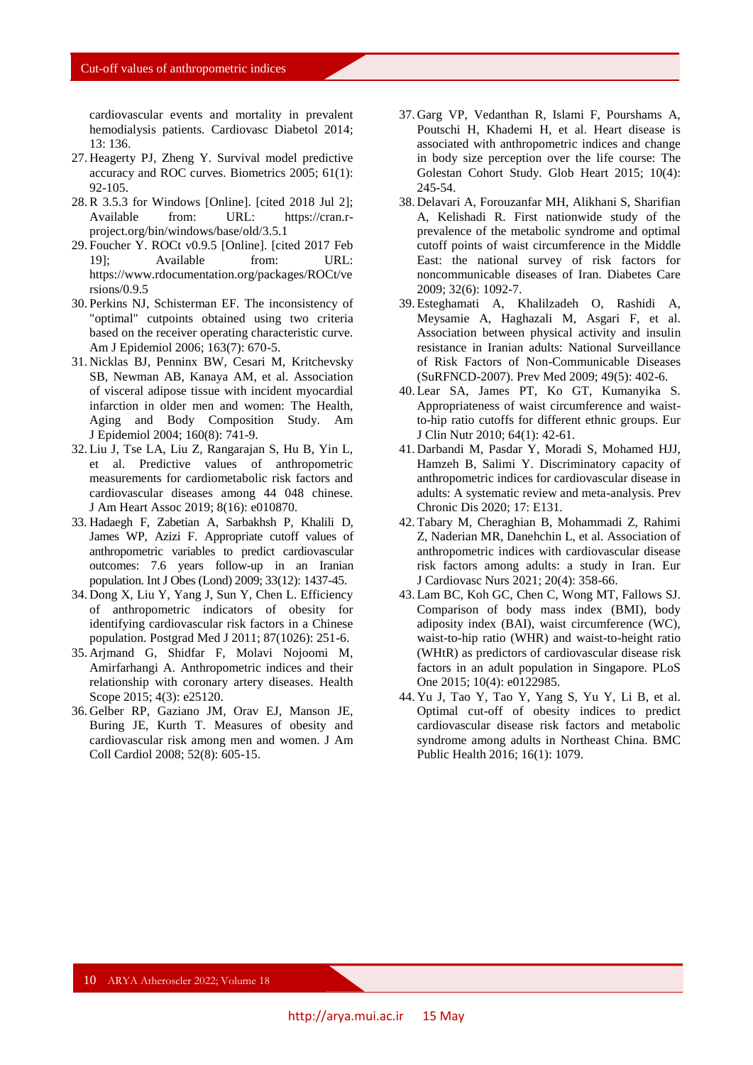cardiovascular events and mortality in prevalent hemodialysis patients. Cardiovasc Diabetol 2014; 13: 136.

27. Heagerty PJ, Zheng Y. Survival model predictive accuracy and ROC curves. Biometrics 2005; 61(1): 92-105.
28. R 3.5.3 for Windows [Online]. [cited 2018 Jul 2]; Available from: URL: https://cran.r-project.org/bin/windows/base/old/3.5.1
29. Foucher Y. ROCt v0.9.5 [Online]. [cited 2017 Feb 19]; Available from: URL: https://www.rdocumentation.org/packages/ROCt/versions/0.9.5
30. Perkins NJ, Schisterman EF. The inconsistency of "optimal" cutpoints obtained using two criteria based on the receiver operating characteristic curve. Am J Epidemiol 2006; 163(7): 670-5.
31. Nicklas BJ, Penninx BW, Cesari M, Kritchevsky SB, Newman AB, Kanaya AM, et al. Association of visceral adipose tissue with incident myocardial infarction in older men and women: The Health, Aging and Body Composition Study. Am J Epidemiol 2004; 160(8): 741-9.
32. Liu J, Tse LA, Liu Z, Rangarajan S, Hu B, Yin L, et al. Predictive values of anthropometric measurements for cardiometabolic risk factors and cardiovascular diseases among 44 048 chinese. J Am Heart Assoc 2019; 8(16): e010870.
33. Hadaegh F, Zabetian A, Sarbakhsh P, Khalili D, James WP, Azizi F. Appropriate cutoff values of anthropometric variables to predict cardiovascular outcomes: 7.6 years follow-up in an Iranian population. Int J Obes (Lond) 2009; 33(12): 1437-45.
34. Dong X, Liu Y, Yang J, Sun Y, Chen L. Efficiency of anthropometric indicators of obesity for identifying cardiovascular risk factors in a Chinese population. Postgrad Med J 2011; 87(1026): 251-6.
35. Arjmand G, Shidfar F, Molavi Nojoomi M, Amirfarhangi A. Anthropometric indices and their relationship with coronary artery diseases. Health Scope 2015; 4(3): e25120.
36. Gelber RP, Gaziano JM, Orav EJ, Manson JE, Buring JE, Kurth T. Measures of obesity and cardiovascular risk among men and women. J Am Coll Cardiol 2008; 52(8): 605-15.
37. Garg VP, Vedanthan R, Islami F, Pourshams A, Poutschi H, Khademi H, et al. Heart disease is associated with anthropometric indices and change in body size perception over the life course: The Golestan Cohort Study. Glob Heart 2015; 10(4): 245-54.
38. Delavari A, Forouzanfar MH, Alikhani S, Sharifian A, Kelishadi R. First nationwide study of the prevalence of the metabolic syndrome and optimal cutoff points of waist circumference in the Middle East: the national survey of risk factors for noncommunicable diseases of Iran. Diabetes Care 2009; 32(6): 1092-7.
39. Esteghamati A, Khalilzadeh O, Rashidi A, Meysamie A, Haghazali M, Asgari F, et al. Association between physical activity and insulin resistance in Iranian adults: National Surveillance of Risk Factors of Non-Communicable Diseases (SuRFNCD-2007). Prev Med 2009; 49(5): 402-6.
40. Lear SA, James PT, Ko GT, Kumanyika S. Appropriateness of waist circumference and waist-to-hip ratio cutoffs for different ethnic groups. Eur J Clin Nutr 2010; 64(1): 42-61.
41. Darbandi M, Pasdar Y, Moradi S, Mohamed HJJ, Hamzeh B, Salimi Y. Discriminatory capacity of anthropometric indices for cardiovascular disease in adults: A systematic review and meta-analysis. Prev Chronic Dis 2020; 17: E131.
42. Tabary M, Cheraghian B, Mohammadi Z, Rahimi Z, Naderian MR, Danehchin L, et al. Association of anthropometric indices with cardiovascular disease risk factors among adults: a study in Iran. Eur J Cardiovasc Nurs 2021; 20(4): 358-66.
43. Lam BC, Koh GC, Chen C, Wong MT, Fallows SJ. Comparison of body mass index (BMI), body adiposity index (BAI), waist circumference (WC), waist-to-hip ratio (WHR) and waist-to-height ratio (WHtR) as predictors of cardiovascular disease risk factors in an adult population in Singapore. PLoS One 2015; 10(4): e0122985.
44. Yu J, Tao Y, Tao Y, Yang S, Yu Y, Li B, et al. Optimal cut-off of obesity indices to predict cardiovascular disease risk factors and metabolic syndrome among adults in Northeast China. BMC Public Health 2016; 16(1): 1079.